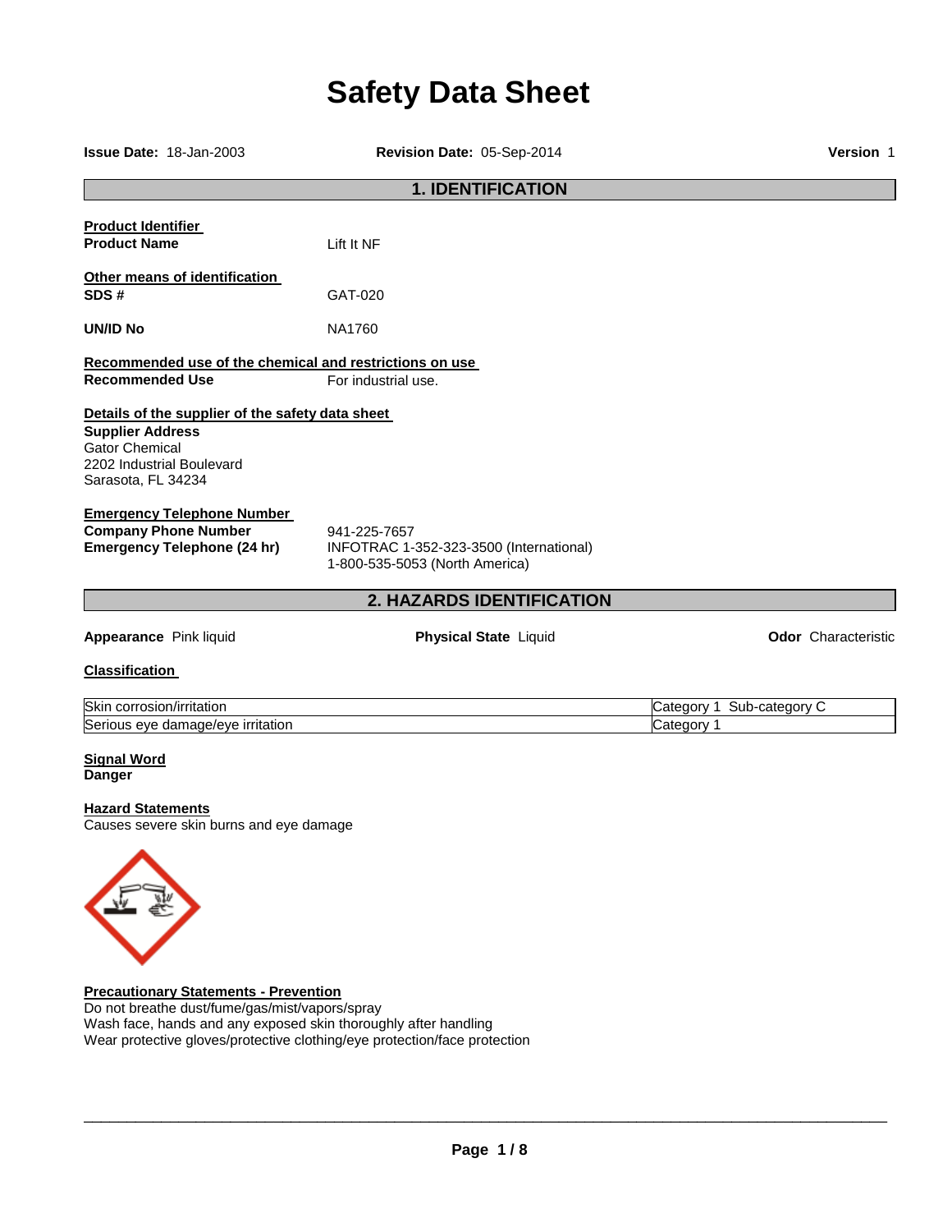# Safety Data Sheet

**Issue Date:** 18-Jan-2003 **Revision Date:** 05-Sep-2014 **Version** 1

## 1. IDENTIFICATION

**Product Identifier**

**Product Name** Lift It NF

**Other means of identification**

**SDS #** GAT-020

**UN/ID No** NA1760

**Recommended use of the chemical and restrictions on use**

**Recommended Use** For industrial use.

**Details of the supplier of the safety data sheet**

**Supplier Address**
Gator Chemical
2202 Industrial Boulevard
Sarasota, FL 34234

**Emergency Telephone Number**

**Company Phone Number** 941-225-7657

**Emergency Telephone (24 hr)** INFOTRAC 1-352-323-3500 (International)
1-800-535-5053 (North America)

## 2. HAZARDS IDENTIFICATION

**Appearance** Pink liquid **Physical State** Liquid **Odor** Characteristic

**Classification**

| | |
|---|---|
| Skin corrosion/irritation | Category 1 Sub-category C |
| Serious eye damage/eye irritation | Category 1 |

**Signal Word**
**Danger**

**Hazard Statements**
Causes severe skin burns and eye damage

**Precautionary Statements - Prevention**
Do not breathe dust/fume/gas/mist/vapors/spray
Wash face, hands and any exposed skin thoroughly after handling
Wear protective gloves/protective clothing/eye protection/face protection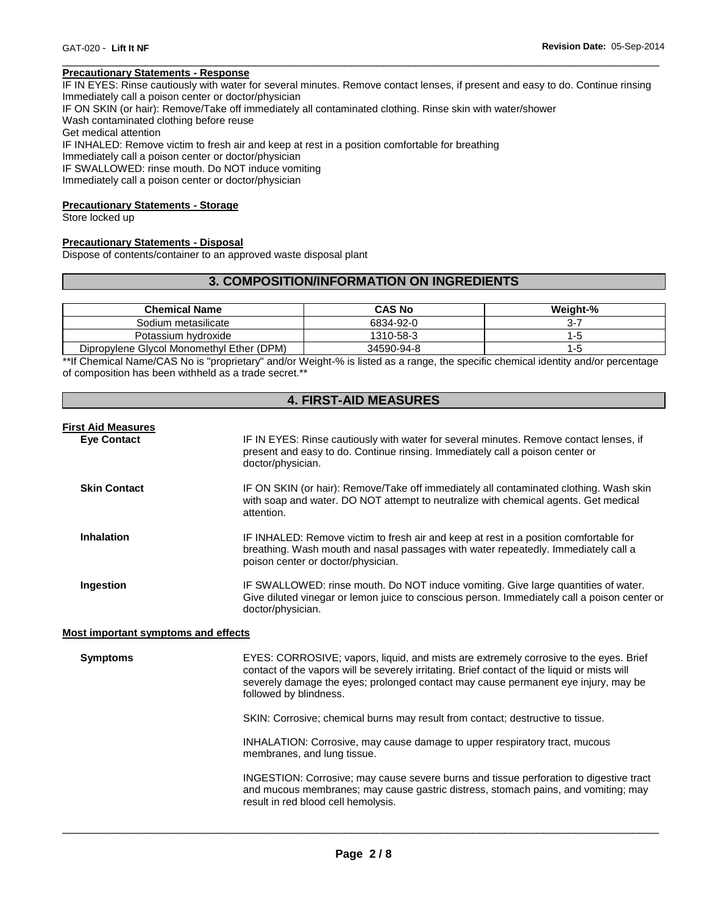**Precautionary Statements - Response**

IF IN EYES: Rinse cautiously with water for several minutes. Remove contact lenses, if present and easy to do. Continue rinsing
Immediately call a poison center or doctor/physician
IF ON SKIN (or hair): Remove/Take off immediately all contaminated clothing. Rinse skin with water/shower
Wash contaminated clothing before reuse
Get medical attention
IF INHALED: Remove victim to fresh air and keep at rest in a position comfortable for breathing
Immediately call a poison center or doctor/physician
IF SWALLOWED: rinse mouth. Do NOT induce vomiting
Immediately call a poison center or doctor/physician

**Precautionary Statements - Storage**

Store locked up

**Precautionary Statements - Disposal**

Dispose of contents/container to an approved waste disposal plant

## 3. COMPOSITION/INFORMATION ON INGREDIENTS

| Chemical Name | CAS No | Weight-% |
|---|---|---|
| Sodium metasilicate | 6834-92-0 | 3-7 |
| Potassium hydroxide | 1310-58-3 | 1-5 |
| Dipropylene Glycol Monomethyl Ether (DPM) | 34590-94-8 | 1-5 |

**If Chemical Name/CAS No is "proprietary" and/or Weight-% is listed as a range, the specific chemical identity and/or percentage of composition has been withheld as a trade secret.**

## 4. FIRST-AID MEASURES

**First Aid Measures**

**Eye Contact**
IF IN EYES: Rinse cautiously with water for several minutes. Remove contact lenses, if present and easy to do. Continue rinsing. Immediately call a poison center or doctor/physician.

**Skin Contact**
IF ON SKIN (or hair): Remove/Take off immediately all contaminated clothing. Wash skin with soap and water. DO NOT attempt to neutralize with chemical agents. Get medical attention.

**Inhalation**
IF INHALED: Remove victim to fresh air and keep at rest in a position comfortable for breathing. Wash mouth and nasal passages with water repeatedly. Immediately call a poison center or doctor/physician.

**Ingestion**
IF SWALLOWED: rinse mouth. Do NOT induce vomiting. Give large quantities of water. Give diluted vinegar or lemon juice to conscious person. Immediately call a poison center or doctor/physician.

**Most important symptoms and effects**

**Symptoms**
EYES: CORROSIVE; vapors, liquid, and mists are extremely corrosive to the eyes. Brief contact of the vapors will be severely irritating. Brief contact of the liquid or mists will severely damage the eyes; prolonged contact may cause permanent eye injury, may be followed by blindness.

SKIN: Corrosive; chemical burns may result from contact; destructive to tissue.

INHALATION: Corrosive, may cause damage to upper respiratory tract, mucous membranes, and lung tissue.

INGESTION: Corrosive; may cause severe burns and tissue perforation to digestive tract and mucous membranes; may cause gastric distress, stomach pains, and vomiting; may result in red blood cell hemolysis.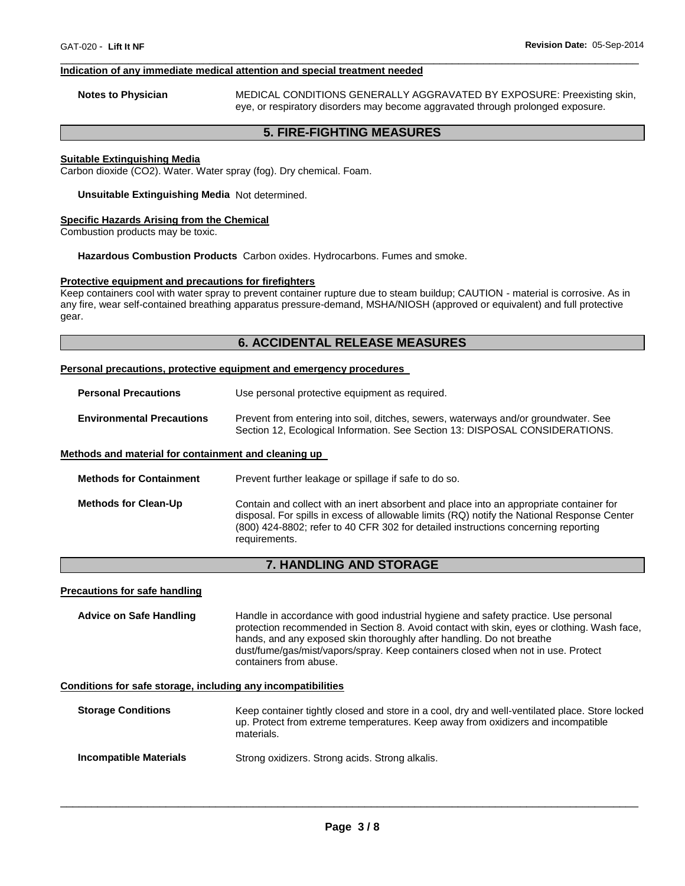#### Indication of any immediate medical attention and special treatment needed

**Notes to Physician** MEDICAL CONDITIONS GENERALLY AGGRAVATED BY EXPOSURE: Preexisting skin, eye, or respiratory disorders may become aggravated through prolonged exposure.

## 5. FIRE-FIGHTING MEASURES

#### Suitable Extinguishing Media

Carbon dioxide ($CO_2$). Water. Water spray (fog). Dry chemical. Foam.

**Unsuitable Extinguishing Media** Not determined.

#### Specific Hazards Arising from the Chemical

Combustion products may be toxic.

**Hazardous Combustion Products** Carbon oxides. Hydrocarbons. Fumes and smoke.

#### Protective equipment and precautions for firefighters

Keep containers cool with water spray to prevent container rupture due to steam buildup; CAUTION - material is corrosive. As in any fire, wear self-contained breathing apparatus pressure-demand, MSHA/NIOSH (approved or equivalent) and full protective gear.

## 6. ACCIDENTAL RELEASE MEASURES

#### Personal precautions, protective equipment and emergency procedures

**Personal Precautions** Use personal protective equipment as required.

**Environmental Precautions** Prevent from entering into soil, ditches, sewers, waterways and/or groundwater. See Section 12, Ecological Information. See Section 13: DISPOSAL CONSIDERATIONS.

#### Methods and material for containment and cleaning up

**Methods for Containment** Prevent further leakage or spillage if safe to do so.

**Methods for Clean-Up** Contain and collect with an inert absorbent and place into an appropriate container for disposal. For spills in excess of allowable limits (RQ) notify the National Response Center (800) 424-8802; refer to 40 CFR 302 for detailed instructions concerning reporting requirements.

## 7. HANDLING AND STORAGE

#### Precautions for safe handling

**Advice on Safe Handling** Handle in accordance with good industrial hygiene and safety practice. Use personal protection recommended in Section 8. Avoid contact with skin, eyes or clothing. Wash face, hands, and any exposed skin thoroughly after handling. Do not breathe dust/fume/gas/mist/vapors/spray. Keep containers closed when not in use. Protect containers from abuse.

#### Conditions for safe storage, including any incompatibilities

**Storage Conditions** Keep container tightly closed and store in a cool, dry and well-ventilated place. Store locked up. Protect from extreme temperatures. Keep away from oxidizers and incompatible materials.

**Incompatible Materials** Strong oxidizers. Strong acids. Strong alkalis.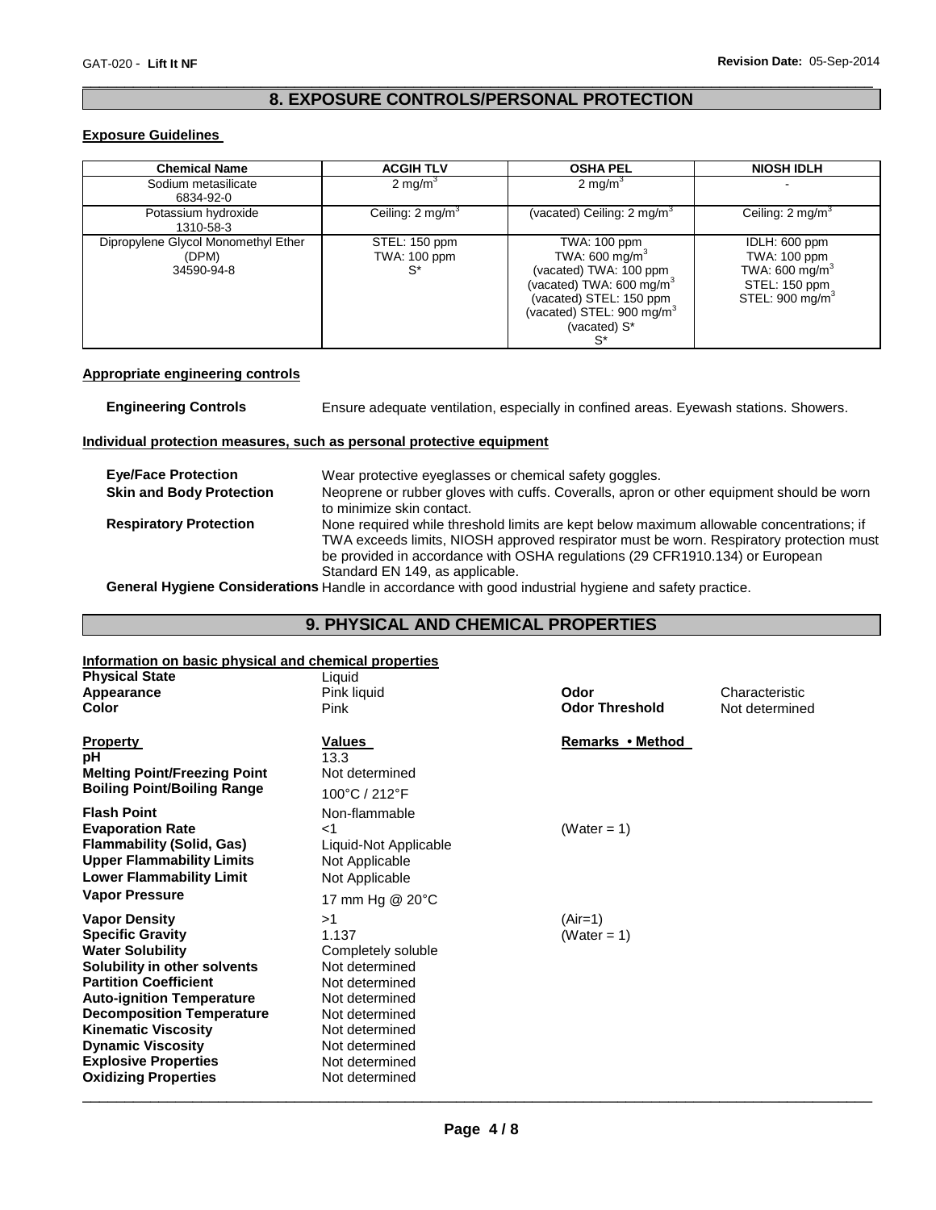## 8. EXPOSURE CONTROLS/PERSONAL PROTECTION

### Exposure Guidelines

| Chemical Name | ACGIH TLV | OSHA PEL | NIOSH IDLH |
|---|---|---|---|
| Sodium metasilicate 6834-92-0 | 2 mg/m$^3$ | 2 mg/m$^3$ | - |
| Potassium hydroxide 1310-58-3 | Ceiling: 2 mg/m$^3$ | (vacated) Ceiling: 2 mg/m$^3$ | Ceiling: 2 mg/m$^3$ |
| Dipropylene Glycol Monomethyl Ether (DPM) 34590-94-8 | STEL: 150 ppm TWA: 100 ppm S* | TWA: 100 ppm TWA: 600 mg/m$^3$ (vacated) TWA: 100 ppm (vacated) TWA: 600 mg/m$^3$ (vacated) STEL: 150 ppm (vacated) STEL: 900 mg/m$^3$ (vacated) S* S* | IDLH: 600 ppm TWA: 100 ppm TWA: 600 mg/m$^3$ STEL: 150 ppm STEL: 900 mg/m$^3$ |

### Appropriate engineering controls

**Engineering Controls** Ensure adequate ventilation, especially in confined areas. Eyewash stations. Showers.

### Individual protection measures, such as personal protective equipment

**Eye/Face Protection** Wear protective eyeglasses or chemical safety goggles.

**Skin and Body Protection** Neoprene or rubber gloves with cuffs. Coveralls, apron or other equipment should be worn to minimize skin contact.

**Respiratory Protection** None required while threshold limits are kept below maximum allowable concentrations; if TWA exceeds limits, NIOSH approved respirator must be worn. Respiratory protection must be provided in accordance with OSHA regulations (29 CFR1910.134) or European Standard EN 149, as applicable.

**General Hygiene Considerations** Handle in accordance with good industrial hygiene and safety practice.

## 9. PHYSICAL AND CHEMICAL PROPERTIES

### Information on basic physical and chemical properties

**Physical State** Liquid
**Appearance** Pink liquid
**Color** Pink
**Odor** Characteristic
**Odor Threshold** Not determined

| Property | Values | Remarks • Method |
|---|---|---|
| **pH** | 13.3 | |
| **Melting Point/Freezing Point** | Not determined | |
| **Boiling Point/Boiling Range** | 100°C / 212°F | |
| **Flash Point** | Non-flammable | |
| **Evaporation Rate** | <1 | (Water = 1) |
| **Flammability (Solid, Gas)** | Liquid-Not Applicable | |
| **Upper Flammability Limits** | Not Applicable | |
| **Lower Flammability Limit** | Not Applicable | |
| **Vapor Pressure** | 17 mm Hg @ 20°C | |
| **Vapor Density** | >1 | (Air=1) |
| **Specific Gravity** | 1.137 | (Water = 1) |
| **Water Solubility** | Completely soluble | |
| **Solubility in other solvents** | Not determined | |
| **Partition Coefficient** | Not determined | |
| **Auto-ignition Temperature** | Not determined | |
| **Decomposition Temperature** | Not determined | |
| **Kinematic Viscosity** | Not determined | |
| **Dynamic Viscosity** | Not determined | |
| **Explosive Properties** | Not determined | |
| **Oxidizing Properties** | Not determined | |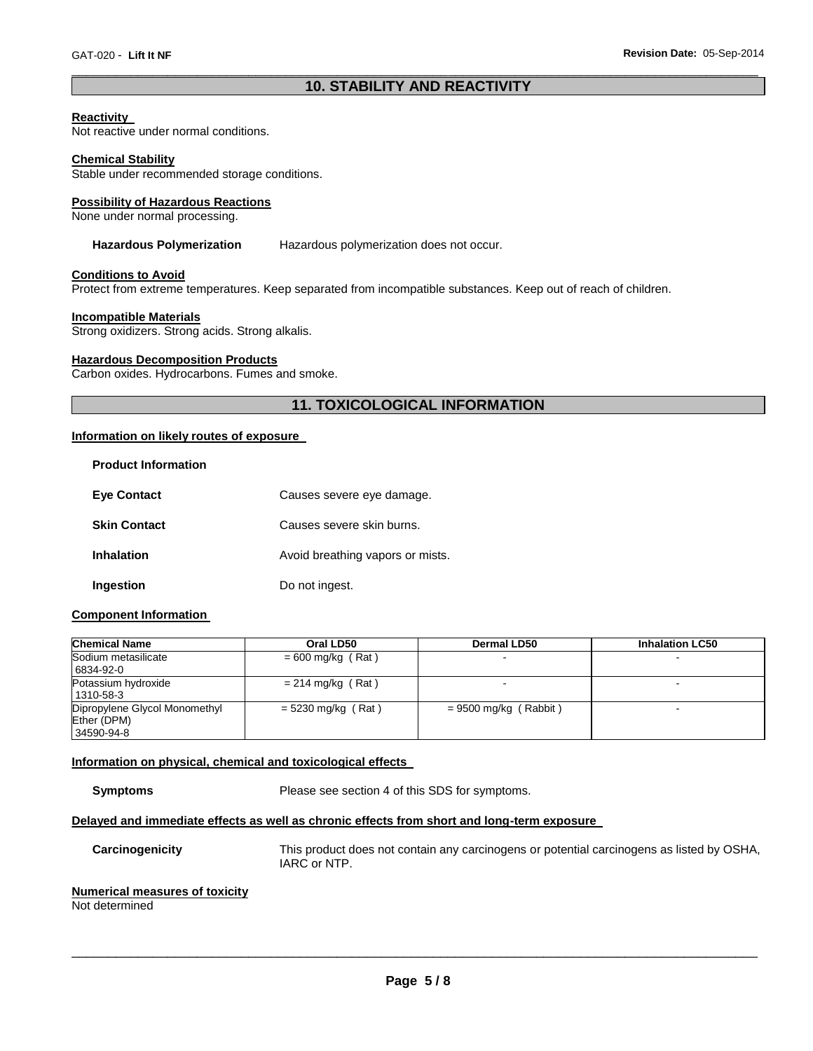## 10. STABILITY AND REACTIVITY

**Reactivity**
Not reactive under normal conditions.

**Chemical Stability**
Stable under recommended storage conditions.

**Possibility of Hazardous Reactions**
None under normal processing.

**Hazardous Polymerization** Hazardous polymerization does not occur.

**Conditions to Avoid**
Protect from extreme temperatures. Keep separated from incompatible substances. Keep out of reach of children.

**Incompatible Materials**
Strong oxidizers. Strong acids. Strong alkalis.

**Hazardous Decomposition Products**
Carbon oxides. Hydrocarbons. Fumes and smoke.

## 11. TOXICOLOGICAL INFORMATION

**Information on likely routes of exposure**

**Product Information**

**Eye Contact** Causes severe eye damage.

**Skin Contact** Causes severe skin burns.

**Inhalation** Avoid breathing vapors or mists.

**Ingestion** Do not ingest.

**Component Information**

| Chemical Name | Oral LD50 | Dermal LD50 | Inhalation LC50 |
|---|---|---|---|
| Sodium metasilicate<br>6834-92-0 | = 600 mg/kg ( Rat ) | - | - |
| Potassium hydroxide<br>1310-58-3 | = 214 mg/kg ( Rat ) | - | - |
| Dipropylene Glycol Monomethyl Ether (DPM)<br>34590-94-8 | = 5230 mg/kg ( Rat ) | = 9500 mg/kg ( Rabbit ) | - |

**Information on physical, chemical and toxicological effects**

**Symptoms** Please see section 4 of this SDS for symptoms.

**Delayed and immediate effects as well as chronic effects from short and long-term exposure**

**Carcinogenicity** This product does not contain any carcinogens or potential carcinogens as listed by OSHA, IARC or NTP.

**Numerical measures of toxicity**
Not determined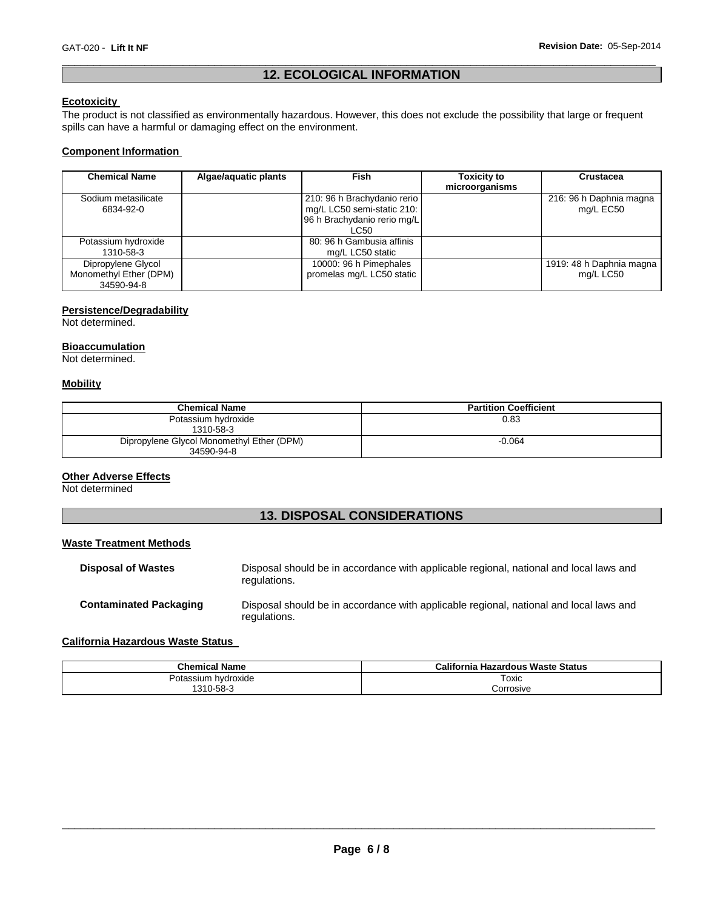## 12. ECOLOGICAL INFORMATION

### Ecotoxicity

The product is not classified as environmentally hazardous. However, this does not exclude the possibility that large or frequent spills can have a harmful or damaging effect on the environment.

### Component Information

| Chemical Name | Algae/aquatic plants | Fish | Toxicity to microorganisms | Crustacea |
|---|---|---|---|---|
| Sodium metasilicate 6834-92-0 | | 210: 96 h Brachydanio rerio mg/L LC50 semi-static 210: 96 h Brachydanio rerio mg/L LC50 | | 216: 96 h Daphnia magna mg/L EC50 |
| Potassium hydroxide 1310-58-3 | | 80: 96 h Gambusia affinis mg/L LC50 static | | |
| Dipropylene Glycol Monomethyl Ether (DPM) 34590-94-8 | | 10000: 96 h Pimephales promelas mg/L LC50 static | | 1919: 48 h Daphnia magna mg/L LC50 |

### Persistence/Degradability

Not determined.

### Bioaccumulation

Not determined.

### Mobility

| Chemical Name | Partition Coefficient |
|---|---|
| Potassium hydroxide 1310-58-3 | 0.83 |
| Dipropylene Glycol Monomethyl Ether (DPM) 34590-94-8 | -0.064 |

### Other Adverse Effects

Not determined

## 13. DISPOSAL CONSIDERATIONS

### Waste Treatment Methods

**Disposal of Wastes** Disposal should be in accordance with applicable regional, national and local laws and regulations.

**Contaminated Packaging** Disposal should be in accordance with applicable regional, national and local laws and regulations.

### California Hazardous Waste Status

| Chemical Name | California Hazardous Waste Status |
|---|---|
| Potassium hydroxide 1310-58-3 | Toxic Corrosive |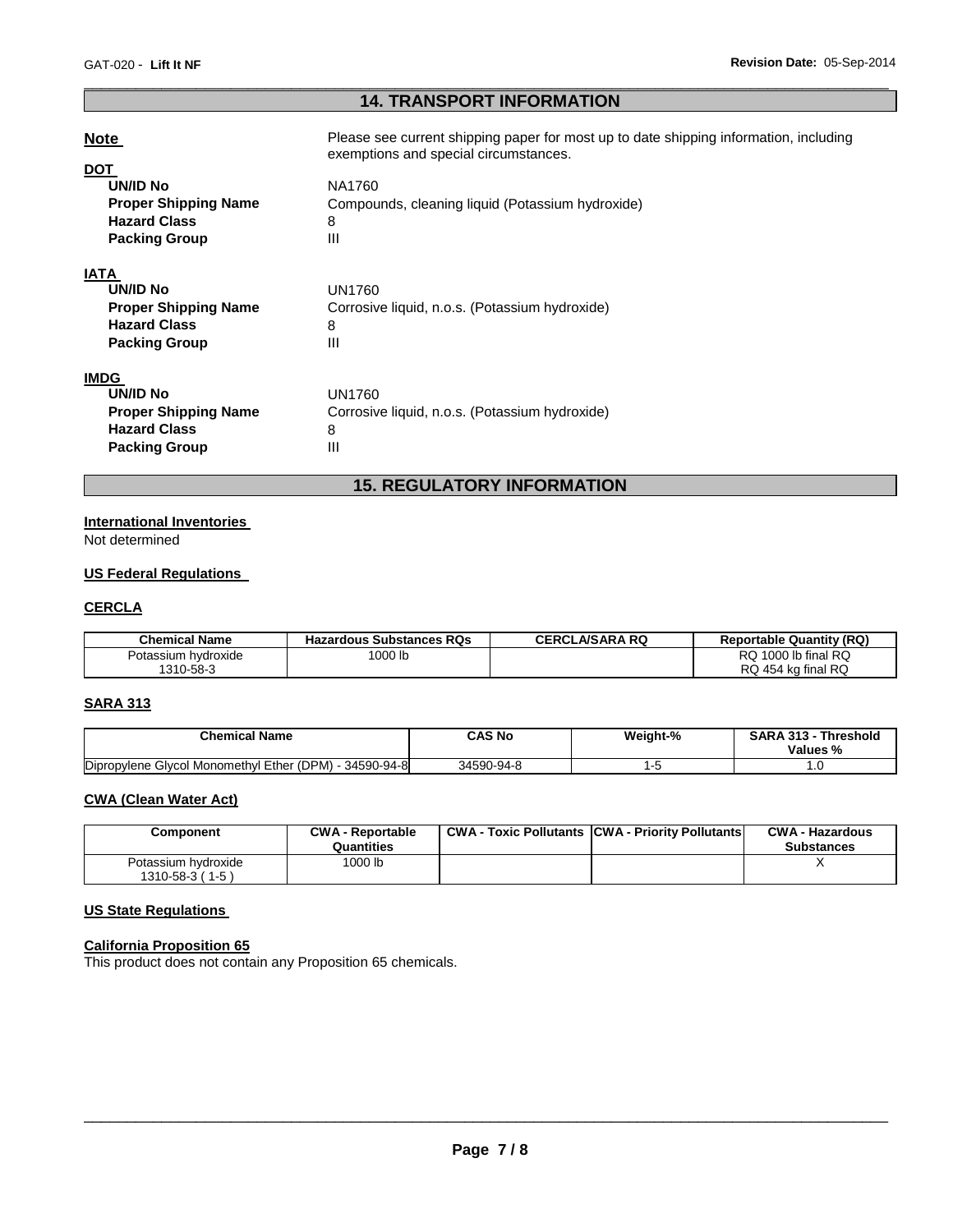## 14. TRANSPORT INFORMATION

**Note** Please see current shipping paper for most up to date shipping information, including exemptions and special circumstances.

**DOT**

| | |
|---|---|
| **UN/ID No** | NA1760 |
| **Proper Shipping Name** | Compounds, cleaning liquid (Potassium hydroxide) |
| **Hazard Class** | 8 |
| **Packing Group** | III |

**IATA**

| | |
|---|---|
| **UN/ID No** | UN1760 |
| **Proper Shipping Name** | Corrosive liquid, n.o.s. (Potassium hydroxide) |
| **Hazard Class** | 8 |
| **Packing Group** | III |

**IMDG**

| | |
|---|---|
| **UN/ID No** | UN1760 |
| **Proper Shipping Name** | Corrosive liquid, n.o.s. (Potassium hydroxide) |
| **Hazard Class** | 8 |
| **Packing Group** | III |

## 15. REGULATORY INFORMATION

**International Inventories**

Not determined

**US Federal Regulations**

**CERCLA**

| Chemical Name | Hazardous Substances RQs | CERCLA/SARA RQ | Reportable Quantity (RQ) |
|---|---|---|---|
| Potassium hydroxide 1310-58-3 | 1000 lb | | RQ 1000 lb final RQ RQ 454 kg final RQ |

**SARA 313**

| Chemical Name | CAS No | Weight-% | SARA 313 - Threshold Values % |
|---|---|---|---|
| Dipropylene Glycol Monomethyl Ether (DPM) - 34590-94-8 | 34590-94-8 | 1-5 | 1.0 |

**CWA (Clean Water Act)**

| Component | CWA - Reportable Quantities | CWA - Toxic Pollutants | CWA - Priority Pollutants | CWA - Hazardous Substances |
|---|---|---|---|---|
| Potassium hydroxide 1310-58-3 ( 1-5 ) | 1000 lb | | | X |

**US State Regulations**

**California Proposition 65**

This product does not contain any Proposition 65 chemicals.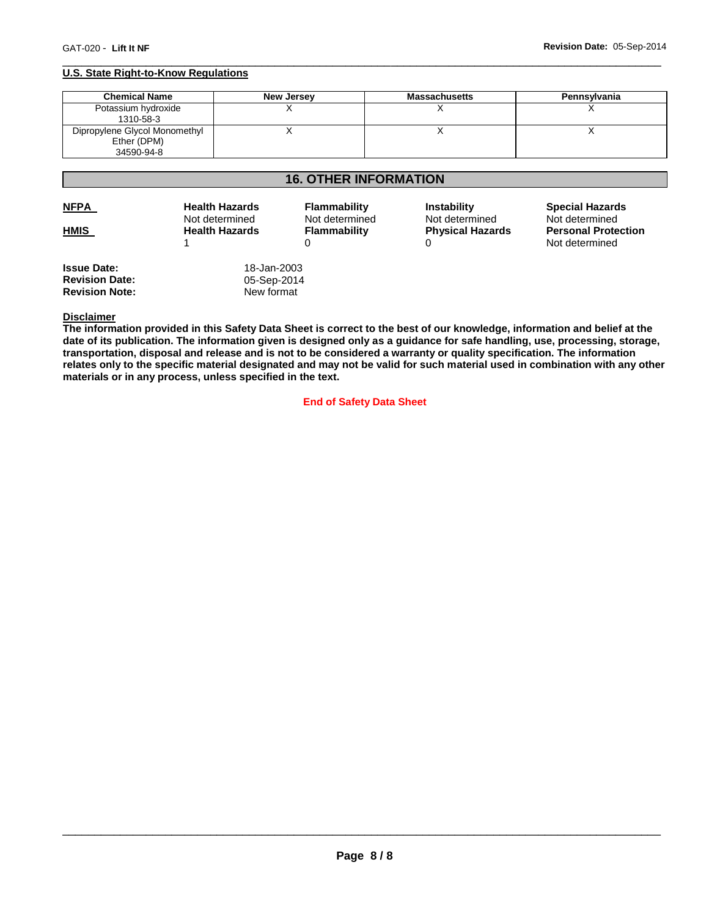**U.S. State Right-to-Know Regulations**

| Chemical Name | New Jersey | Massachusetts | Pennsylvania |
| --- | --- | --- | --- |
| Potassium hydroxide<br>1310-58-3 | X | X | X |
| Dipropylene Glycol Monomethyl Ether (DPM)<br>34590-94-8 | X | X | X |

## 16. OTHER INFORMATION

| | | | | |
| --- | --- | --- | --- | --- |
| **NFPA** | **Health Hazards**<br>Not determined | **Flammability**<br>Not determined | **Instability**<br>Not determined | **Special Hazards**<br>Not determined |
| **HMIS** | **Health Hazards**<br>1 | **Flammability**<br>0 | **Physical Hazards**<br>0 | **Personal Protection**<br>Not determined |

**Issue Date:** 18-Jan-2003
**Revision Date:** 05-Sep-2014
**Revision Note:** New format

**Disclaimer**

**The information provided in this Safety Data Sheet is correct to the best of our knowledge, information and belief at the date of its publication. The information given is designed only as a guidance for safe handling, use, processing, storage, transportation, disposal and release and is not to be considered a warranty or quality specification. The information relates only to the specific material designated and may not be valid for such material used in combination with any other materials or in any process, unless specified in the text.**

**End of Safety Data Sheet**